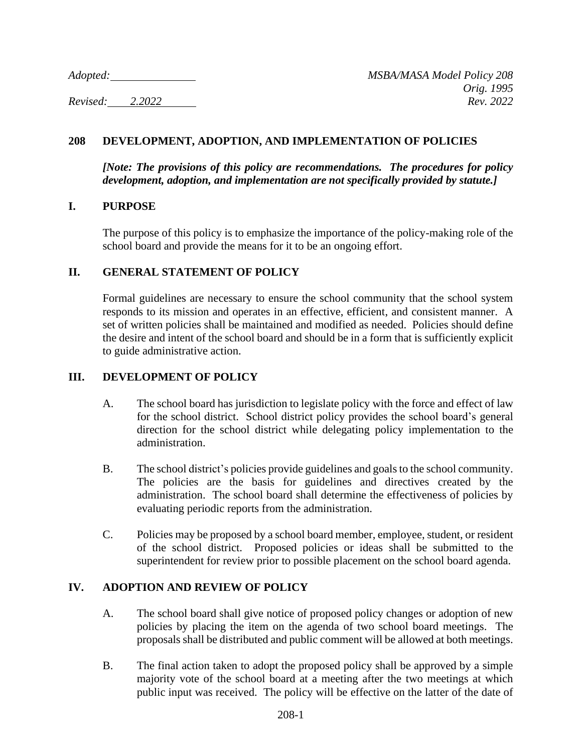*Adopted:* ______________ *MSBA/MASA Model Policy 208*
*Orig. 1995*
*Revised: 2.2022* *Rev. 2022*

# 208 DEVELOPMENT, ADOPTION, AND IMPLEMENTATION OF POLICIES

***[Note: The provisions of this policy are recommendations. The procedures for policy development, adoption, and implementation are not specifically provided by statute.]***

## I. PURPOSE

The purpose of this policy is to emphasize the importance of the policy-making role of the school board and provide the means for it to be an ongoing effort.

## II. GENERAL STATEMENT OF POLICY

Formal guidelines are necessary to ensure the school community that the school system responds to its mission and operates in an effective, efficient, and consistent manner. A set of written policies shall be maintained and modified as needed. Policies should define the desire and intent of the school board and should be in a form that is sufficiently explicit to guide administrative action.

## III. DEVELOPMENT OF POLICY

A. The school board has jurisdiction to legislate policy with the force and effect of law for the school district. School district policy provides the school board's general direction for the school district while delegating policy implementation to the administration.

B. The school district's policies provide guidelines and goals to the school community. The policies are the basis for guidelines and directives created by the administration. The school board shall determine the effectiveness of policies by evaluating periodic reports from the administration.

C. Policies may be proposed by a school board member, employee, student, or resident of the school district. Proposed policies or ideas shall be submitted to the superintendent for review prior to possible placement on the school board agenda.

## IV. ADOPTION AND REVIEW OF POLICY

A. The school board shall give notice of proposed policy changes or adoption of new policies by placing the item on the agenda of two school board meetings. The proposals shall be distributed and public comment will be allowed at both meetings.

B. The final action taken to adopt the proposed policy shall be approved by a simple majority vote of the school board at a meeting after the two meetings at which public input was received. The policy will be effective on the latter of the date of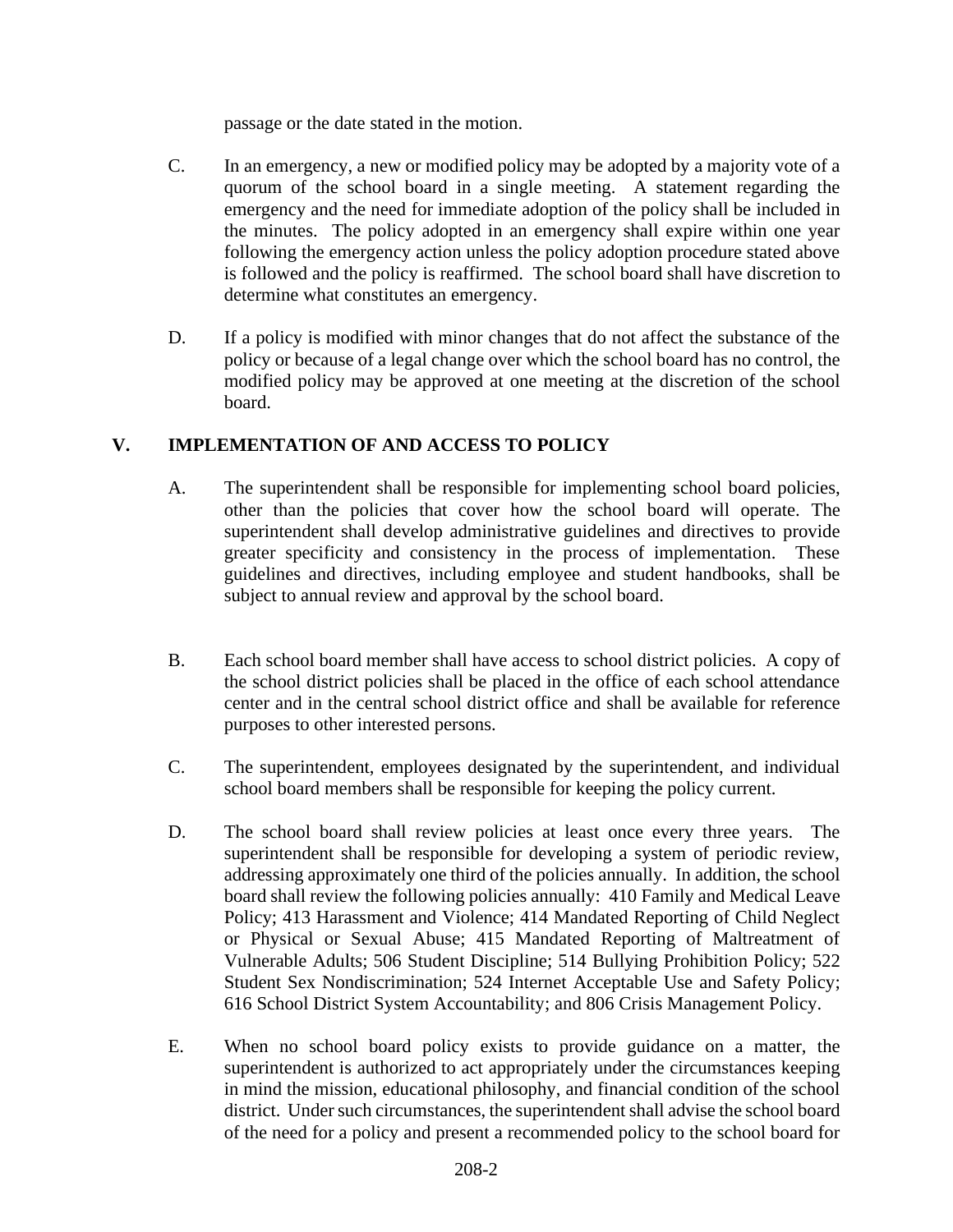passage or the date stated in the motion.

C. In an emergency, a new or modified policy may be adopted by a majority vote of a quorum of the school board in a single meeting. A statement regarding the emergency and the need for immediate adoption of the policy shall be included in the minutes. The policy adopted in an emergency shall expire within one year following the emergency action unless the policy adoption procedure stated above is followed and the policy is reaffirmed. The school board shall have discretion to determine what constitutes an emergency.

D. If a policy is modified with minor changes that do not affect the substance of the policy or because of a legal change over which the school board has no control, the modified policy may be approved at one meeting at the discretion of the school board.

## V. IMPLEMENTATION OF AND ACCESS TO POLICY

A. The superintendent shall be responsible for implementing school board policies, other than the policies that cover how the school board will operate. The superintendent shall develop administrative guidelines and directives to provide greater specificity and consistency in the process of implementation. These guidelines and directives, including employee and student handbooks, shall be subject to annual review and approval by the school board.

B. Each school board member shall have access to school district policies. A copy of the school district policies shall be placed in the office of each school attendance center and in the central school district office and shall be available for reference purposes to other interested persons.

C. The superintendent, employees designated by the superintendent, and individual school board members shall be responsible for keeping the policy current.

D. The school board shall review policies at least once every three years. The superintendent shall be responsible for developing a system of periodic review, addressing approximately one third of the policies annually. In addition, the school board shall review the following policies annually: 410 Family and Medical Leave Policy; 413 Harassment and Violence; 414 Mandated Reporting of Child Neglect or Physical or Sexual Abuse; 415 Mandated Reporting of Maltreatment of Vulnerable Adults; 506 Student Discipline; 514 Bullying Prohibition Policy; 522 Student Sex Nondiscrimination; 524 Internet Acceptable Use and Safety Policy; 616 School District System Accountability; and 806 Crisis Management Policy.

E. When no school board policy exists to provide guidance on a matter, the superintendent is authorized to act appropriately under the circumstances keeping in mind the mission, educational philosophy, and financial condition of the school district. Under such circumstances, the superintendent shall advise the school board of the need for a policy and present a recommended policy to the school board for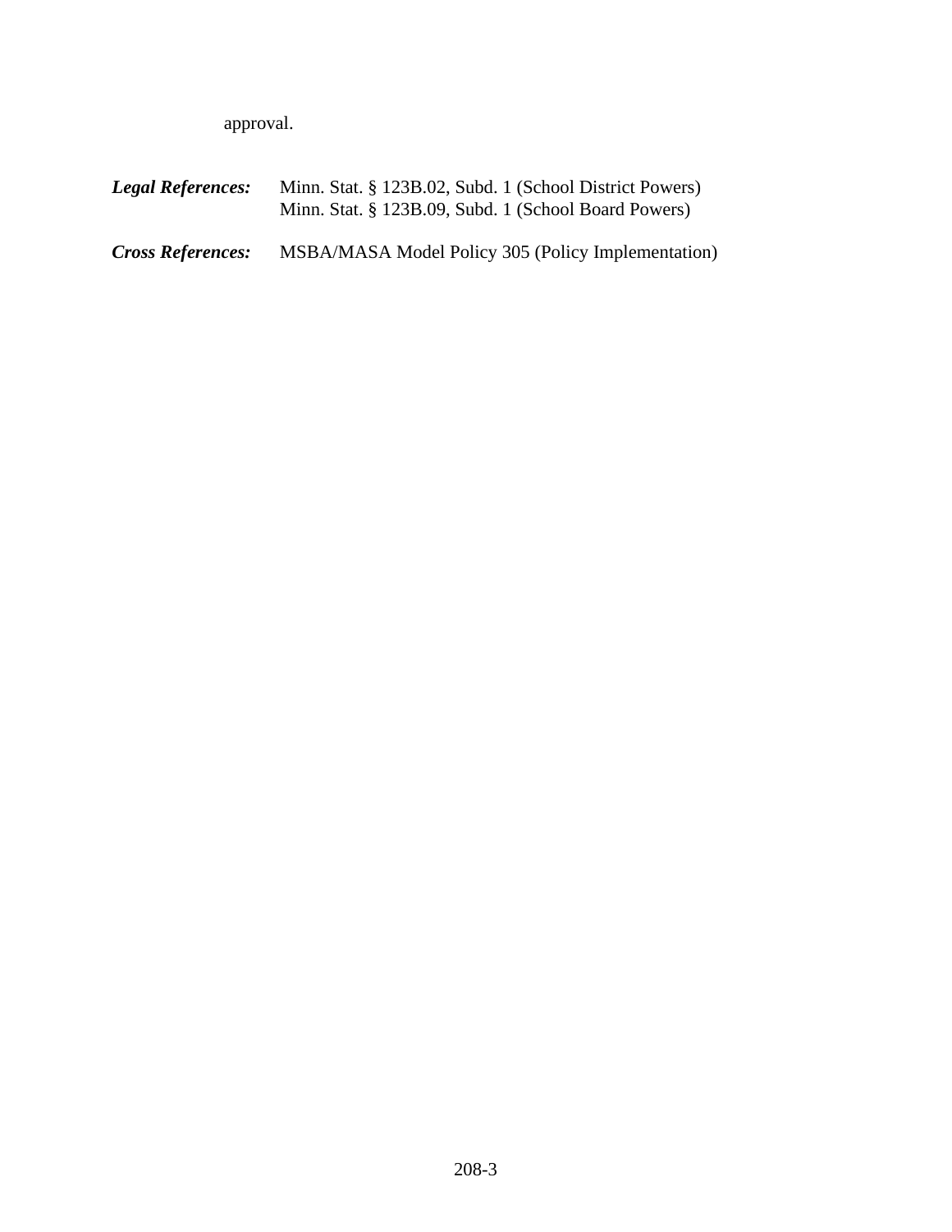approval.

***Legal References:*** Minn. Stat. § 123B.02, Subd. 1 (School District Powers)
Minn. Stat. § 123B.09, Subd. 1 (School Board Powers)

***Cross References:*** MSBA/MASA Model Policy 305 (Policy Implementation)